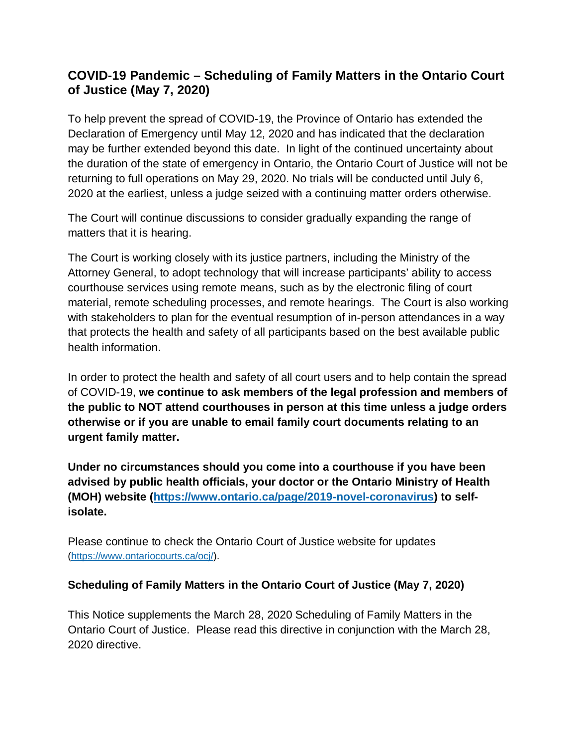## COVID-19 Pandemic – Scheduling of Family Matters in the Ontario Court of Justice (May 7, 2020)

To help prevent the spread of COVID-19, the Province of Ontario has extended the Declaration of Emergency until May 12, 2020 and has indicated that the declaration may be further extended beyond this date. In light of the continued uncertainty about the duration of the state of emergency in Ontario, the Ontario Court of Justice will not be returning to full operations on May 29, 2020. No trials will be conducted until July 6, 2020 at the earliest, unless a judge seized with a continuing matter orders otherwise.

The Court will continue discussions to consider gradually expanding the range of matters that it is hearing.

The Court is working closely with its justice partners, including the Ministry of the Attorney General, to adopt technology that will increase participants' ability to access courthouse services using remote means, such as by the electronic filing of court material, remote scheduling processes, and remote hearings. The Court is also working with stakeholders to plan for the eventual resumption of in-person attendances in a way that protects the health and safety of all participants based on the best available public health information.

In order to protect the health and safety of all court users and to help contain the spread of COVID-19, **we continue to ask members of the legal profession and members of the public to NOT attend courthouses in person at this time unless a judge orders otherwise or if you are unable to email family court documents relating to an urgent family matter.**

**Under no circumstances should you come into a courthouse if you have been advised by public health officials, your doctor or the Ontario Ministry of Health (MOH) website ([https://www.ontario.ca/page/2019-novel-coronavirus](https://www.ontario.ca/page/2019-novel-coronavirus)) to self-isolate.**

Please continue to check the Ontario Court of Justice website for updates ([https://www.ontariocourts.ca/ocj/](https://www.ontariocourts.ca/ocj/)).

### Scheduling of Family Matters in the Ontario Court of Justice (May 7, 2020)

This Notice supplements the March 28, 2020 Scheduling of Family Matters in the Ontario Court of Justice. Please read this directive in conjunction with the March 28, 2020 directive.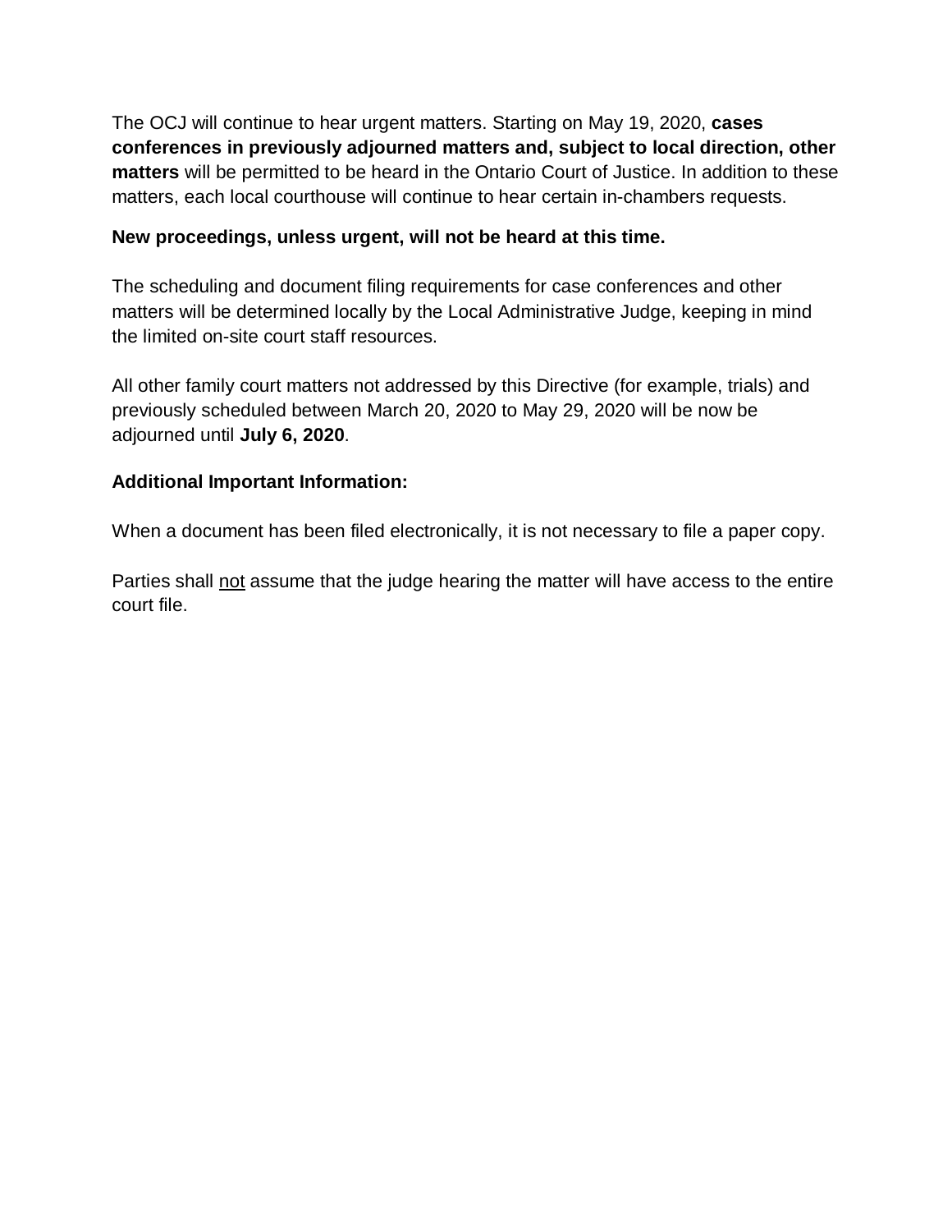The OCJ will continue to hear urgent matters. Starting on May 19, 2020, **cases conferences in previously adjourned matters and, subject to local direction, other matters** will be permitted to be heard in the Ontario Court of Justice. In addition to these matters, each local courthouse will continue to hear certain in-chambers requests.

**New proceedings, unless urgent, will not be heard at this time.**

The scheduling and document filing requirements for case conferences and other matters will be determined locally by the Local Administrative Judge, keeping in mind the limited on-site court staff resources.

All other family court matters not addressed by this Directive (for example, trials) and previously scheduled between March 20, 2020 to May 29, 2020 will be now be adjourned until **July 6, 2020**.

**Additional Important Information:**

When a document has been filed electronically, it is not necessary to file a paper copy.

Parties shall <u>not</u> assume that the judge hearing the matter will have access to the entire court file.